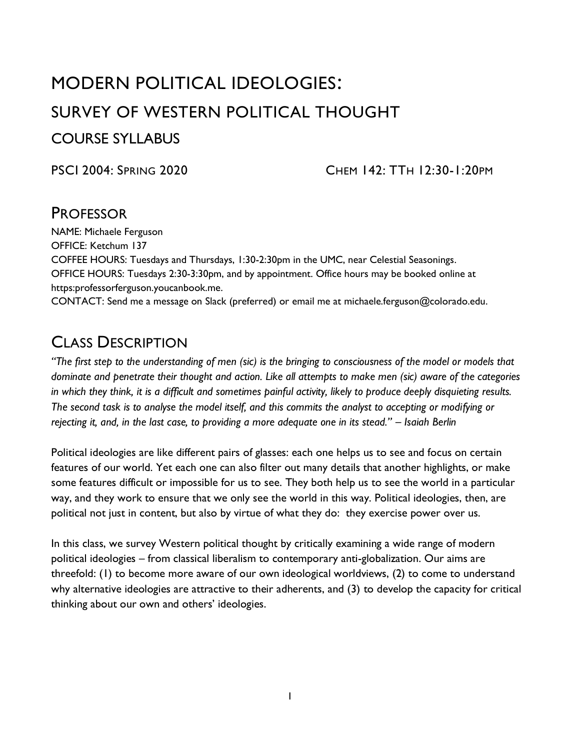# MODERN POLITICAL IDEOLOGIES:

# SURVEY OF WESTERN POLITICAL THOUGHT

## COURSE SYLLABUS

PSCI 2004: SPRING 2020 CHEM 142: TTH 12:30-1:20PM

## PROFESSOR

NAME: Michaele Ferguson
OFFICE: Ketchum 137
COFFEE HOURS: Tuesdays and Thursdays, 1:30-2:30pm in the UMC, near Celestial Seasonings.
OFFICE HOURS: Tuesdays 2:30-3:30pm, and by appointment. Office hours may be booked online at https:professorferguson.youcanbook.me.
CONTACT: Send me a message on Slack (preferred) or email me at michaele.ferguson@colorado.edu.

## CLASS DESCRIPTION

*"The first step to the understanding of men (sic) is the bringing to consciousness of the model or models that dominate and penetrate their thought and action. Like all attempts to make men (sic) aware of the categories in which they think, it is a difficult and sometimes painful activity, likely to produce deeply disquieting results. The second task is to analyse the model itself, and this commits the analyst to accepting or modifying or rejecting it, and, in the last case, to providing a more adequate one in its stead." – Isaiah Berlin*

Political ideologies are like different pairs of glasses: each one helps us to see and focus on certain features of our world. Yet each one can also filter out many details that another highlights, or make some features difficult or impossible for us to see. They both help us to see the world in a particular way, and they work to ensure that we only see the world in this way. Political ideologies, then, are political not just in content, but also by virtue of what they do: they exercise power over us.

In this class, we survey Western political thought by critically examining a wide range of modern political ideologies – from classical liberalism to contemporary anti-globalization. Our aims are threefold: (1) to become more aware of our own ideological worldviews, (2) to come to understand why alternative ideologies are attractive to their adherents, and (3) to develop the capacity for critical thinking about our own and others' ideologies.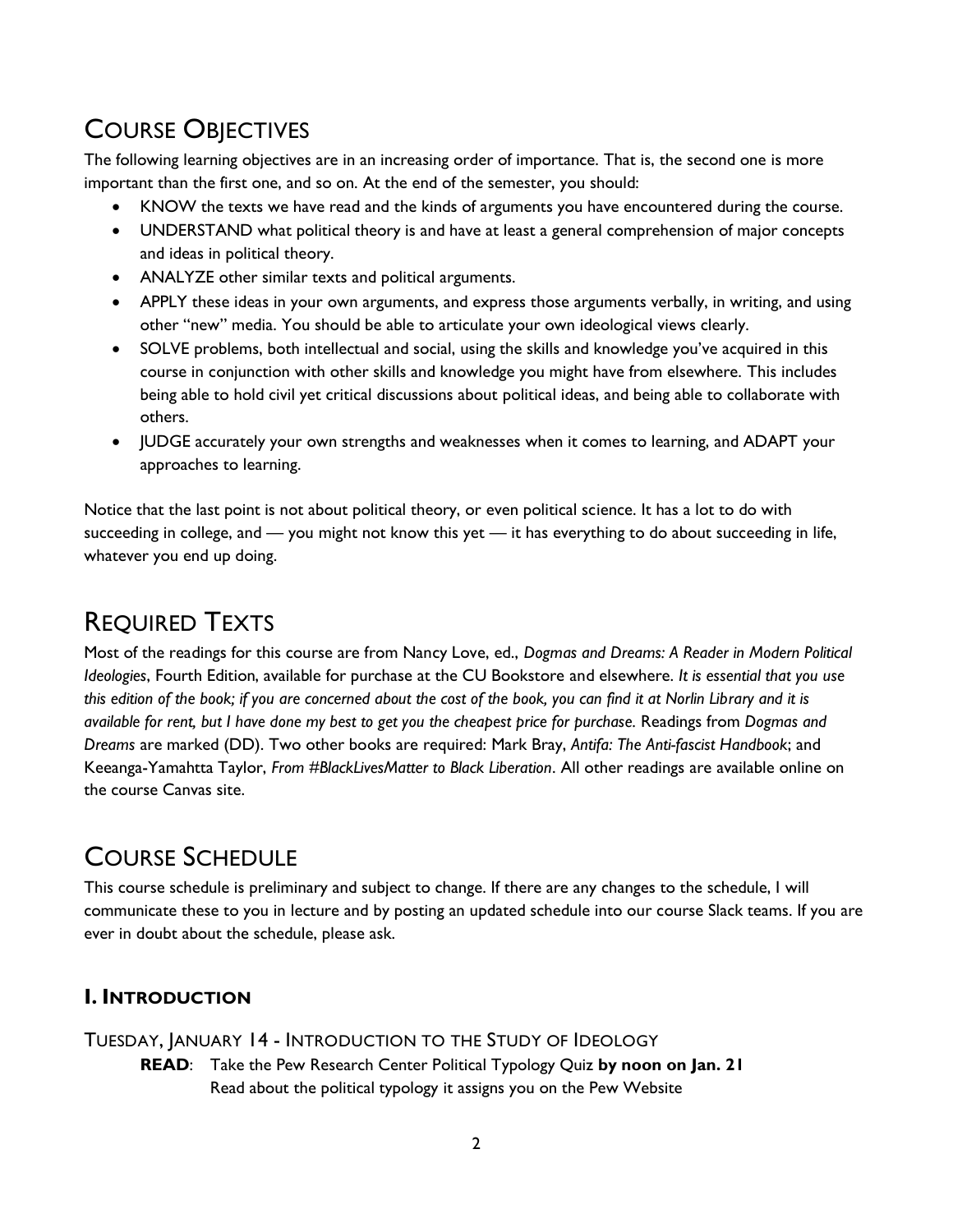## Course Objectives

The following learning objectives are in an increasing order of importance. That is, the second one is more important than the first one, and so on. At the end of the semester, you should:

- KNOW the texts we have read and the kinds of arguments you have encountered during the course.
- UNDERSTAND what political theory is and have at least a general comprehension of major concepts and ideas in political theory.
- ANALYZE other similar texts and political arguments.
- APPLY these ideas in your own arguments, and express those arguments verbally, in writing, and using other "new" media. You should be able to articulate your own ideological views clearly.
- SOLVE problems, both intellectual and social, using the skills and knowledge you've acquired in this course in conjunction with other skills and knowledge you might have from elsewhere. This includes being able to hold civil yet critical discussions about political ideas, and being able to collaborate with others.
- JUDGE accurately your own strengths and weaknesses when it comes to learning, and ADAPT your approaches to learning.

Notice that the last point is not about political theory, or even political science. It has a lot to do with succeeding in college, and — you might not know this yet — it has everything to do about succeeding in life, whatever you end up doing.

## Required Texts

Most of the readings for this course are from Nancy Love, ed., *Dogmas and Dreams: A Reader in Modern Political Ideologies*, Fourth Edition, available for purchase at the CU Bookstore and elsewhere. *It is essential that you use this edition of the book; if you are concerned about the cost of the book, you can find it at Norlin Library and it is available for rent, but I have done my best to get you the cheapest price for purchase.* Readings from *Dogmas and Dreams* are marked (DD). Two other books are required: Mark Bray, *Antifa: The Anti-fascist Handbook*; and Keeanga-Yamahtta Taylor, *From #BlackLivesMatter to Black Liberation*. All other readings are available online on the course Canvas site.

## Course Schedule

This course schedule is preliminary and subject to change. If there are any changes to the schedule, I will communicate these to you in lecture and by posting an updated schedule into our course Slack teams. If you are ever in doubt about the schedule, please ask.

### I. Introduction

#### Tuesday, January 14 - Introduction to the Study of Ideology

**READ**: Take the Pew Research Center Political Typology Quiz **by noon on Jan. 21**
Read about the political typology it assigns you on the Pew Website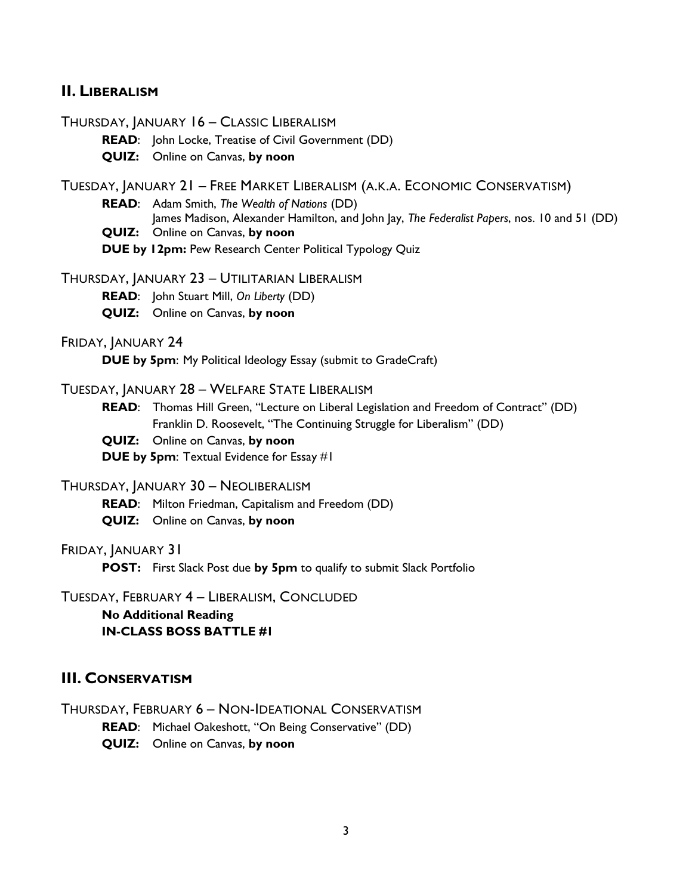## II. Liberalism

THURSDAY, JANUARY 16 – CLASSIC LIBERALISM

**READ**: John Locke, Treatise of Civil Government (DD)
**QUIZ:** Online on Canvas, **by noon**

TUESDAY, JANUARY 21 – FREE MARKET LIBERALISM (A.K.A. ECONOMIC CONSERVATISM)

**READ**: Adam Smith, *The Wealth of Nations* (DD)
James Madison, Alexander Hamilton, and John Jay, *The Federalist Papers*, nos. 10 and 51 (DD)
**QUIZ:** Online on Canvas, **by noon**
**DUE by 12pm:** Pew Research Center Political Typology Quiz

THURSDAY, JANUARY 23 – UTILITARIAN LIBERALISM

**READ**: John Stuart Mill, *On Liberty* (DD)
**QUIZ:** Online on Canvas, **by noon**

FRIDAY, JANUARY 24

**DUE by 5pm**: My Political Ideology Essay (submit to GradeCraft)

TUESDAY, JANUARY 28 – WELFARE STATE LIBERALISM

**READ**: Thomas Hill Green, "Lecture on Liberal Legislation and Freedom of Contract" (DD)
Franklin D. Roosevelt, "The Continuing Struggle for Liberalism" (DD)
**QUIZ:** Online on Canvas, **by noon**
**DUE by 5pm**: Textual Evidence for Essay #1

THURSDAY, JANUARY 30 – NEOLIBERALISM

**READ**: Milton Friedman, Capitalism and Freedom (DD)
**QUIZ:** Online on Canvas, **by noon**

FRIDAY, JANUARY 31

**POST:** First Slack Post due **by 5pm** to qualify to submit Slack Portfolio

TUESDAY, FEBRUARY 4 – LIBERALISM, CONCLUDED

**No Additional Reading**
**IN-CLASS BOSS BATTLE #1**

## III. Conservatism

THURSDAY, FEBRUARY 6 – NON-IDEATIONAL CONSERVATISM

**READ**: Michael Oakeshott, "On Being Conservative" (DD)
**QUIZ:** Online on Canvas, **by noon**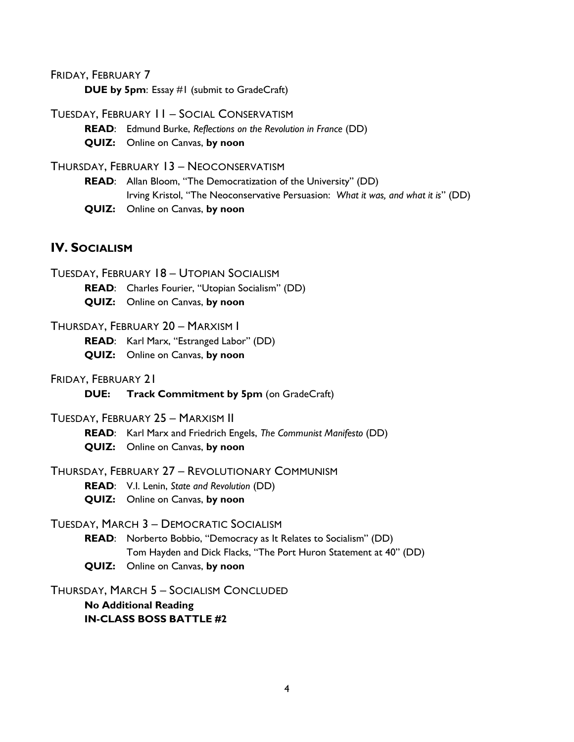Friday, February 7

**DUE by 5pm**: Essay #1 (submit to GradeCraft)

Tuesday, February 11 – Social Conservatism

**READ**: Edmund Burke, *Reflections on the Revolution in France* (DD)

**QUIZ:** Online on Canvas, **by noon**

Thursday, February 13 – Neoconservatism

**READ**: Allan Bloom, "The Democratization of the University" (DD)
Irving Kristol, "The Neoconservative Persuasion: *What it was, and what it is*" (DD)

**QUIZ:** Online on Canvas, **by noon**

## IV. Socialism

Tuesday, February 18 – Utopian Socialism

**READ**: Charles Fourier, "Utopian Socialism" (DD)

**QUIZ:** Online on Canvas, **by noon**

Thursday, February 20 – Marxism I

**READ**: Karl Marx, "Estranged Labor" (DD)

**QUIZ:** Online on Canvas, **by noon**

Friday, February 21

**DUE:** **Track Commitment by 5pm** (on GradeCraft)

Tuesday, February 25 – Marxism II

**READ**: Karl Marx and Friedrich Engels, *The Communist Manifesto* (DD)

**QUIZ:** Online on Canvas, **by noon**

Thursday, February 27 – Revolutionary Communism

**READ**: V.I. Lenin, *State and Revolution* (DD)

**QUIZ:** Online on Canvas, **by noon**

Tuesday, March 3 – Democratic Socialism

**READ**: Norberto Bobbio, "Democracy as It Relates to Socialism" (DD)
Tom Hayden and Dick Flacks, "The Port Huron Statement at 40" (DD)

**QUIZ:** Online on Canvas, **by noon**

Thursday, March 5 – Socialism Concluded

**No Additional Reading**

**IN-CLASS BOSS BATTLE #2**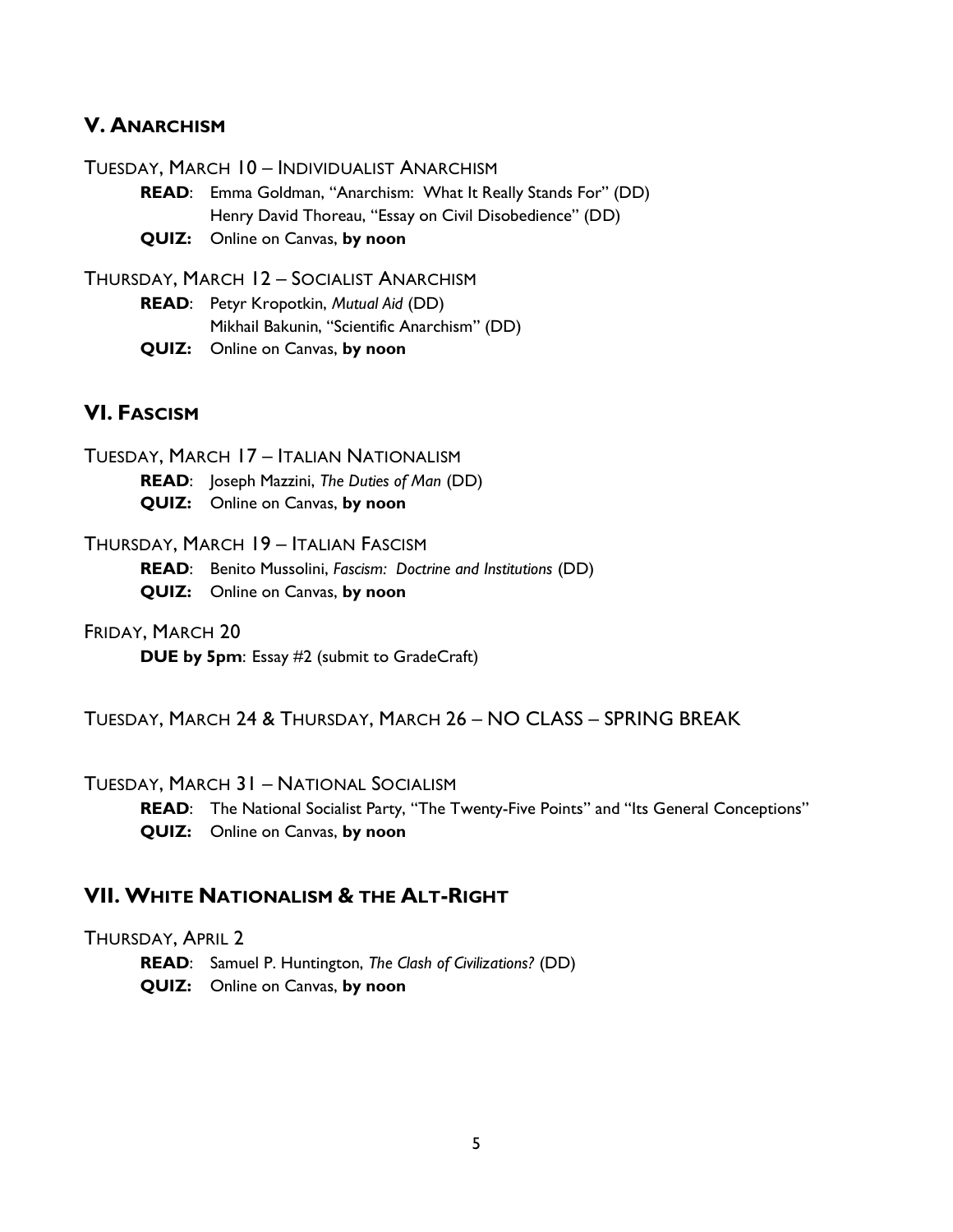## V. Anarchism

TUESDAY, MARCH 10 – INDIVIDUALIST ANARCHISM

**READ**: Emma Goldman, "Anarchism: What It Really Stands For" (DD)
Henry David Thoreau, "Essay on Civil Disobedience" (DD)

**QUIZ:** Online on Canvas, **by noon**

THURSDAY, MARCH 12 – SOCIALIST ANARCHISM

**READ**: Petyr Kropotkin, *Mutual Aid* (DD)
Mikhail Bakunin, "Scientific Anarchism" (DD)

**QUIZ:** Online on Canvas, **by noon**

## VI. Fascism

TUESDAY, MARCH 17 – ITALIAN NATIONALISM

**READ**: Joseph Mazzini, *The Duties of Man* (DD)

**QUIZ:** Online on Canvas, **by noon**

THURSDAY, MARCH 19 – ITALIAN FASCISM

**READ**: Benito Mussolini, *Fascism: Doctrine and Institutions* (DD)

**QUIZ:** Online on Canvas, **by noon**

FRIDAY, MARCH 20

**DUE by 5pm**: Essay #2 (submit to GradeCraft)

TUESDAY, MARCH 24 & THURSDAY, MARCH 26 – NO CLASS – SPRING BREAK

TUESDAY, MARCH 31 – NATIONAL SOCIALISM

**READ**: The National Socialist Party, "The Twenty-Five Points" and "Its General Conceptions"

**QUIZ:** Online on Canvas, **by noon**

## VII. White Nationalism & the Alt-Right

THURSDAY, APRIL 2

**READ**: Samuel P. Huntington, *The Clash of Civilizations?* (DD)

**QUIZ:** Online on Canvas, **by noon**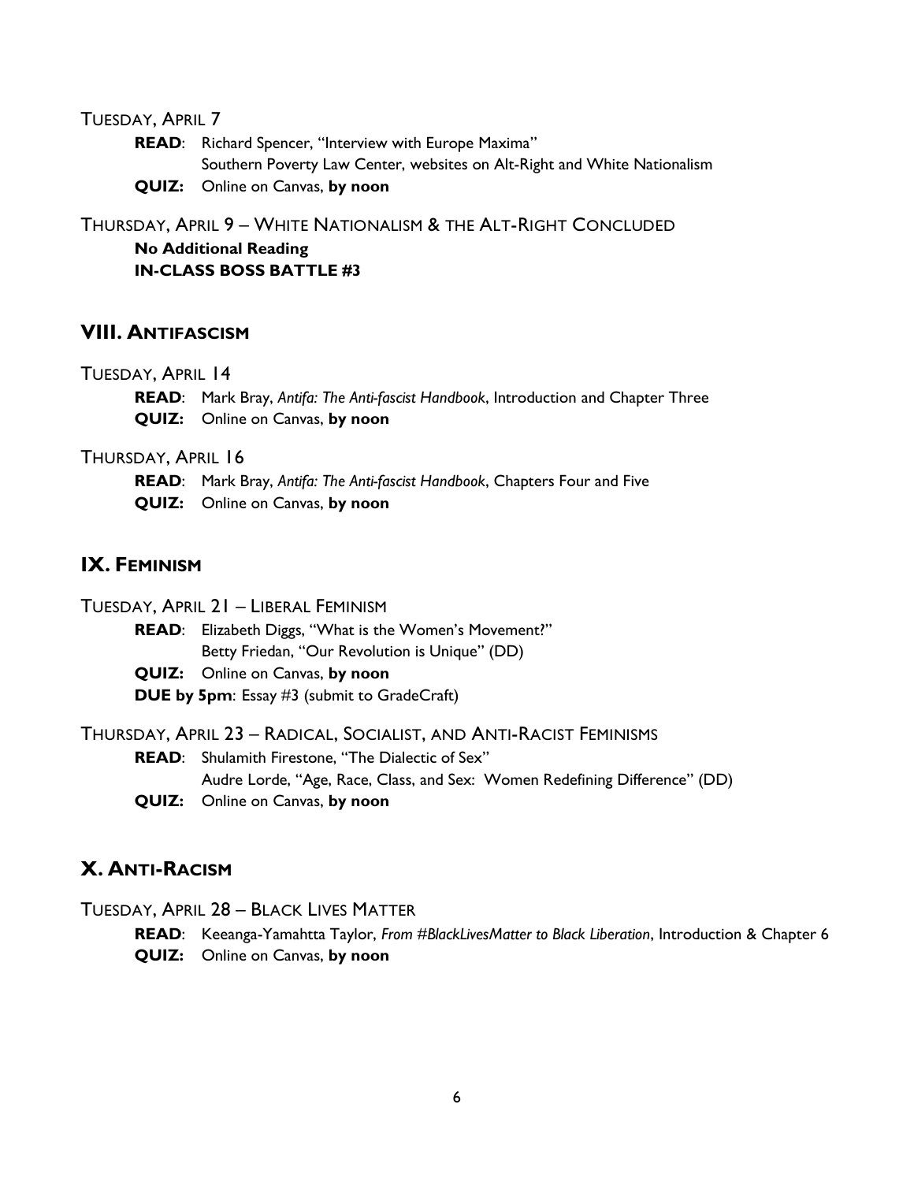Tuesday, April 7

**READ**: Richard Spencer, "Interview with Europe Maxima"
Southern Poverty Law Center, websites on Alt-Right and White Nationalism

**QUIZ:** Online on Canvas, **by noon**

Thursday, April 9 – White Nationalism & the Alt-Right Concluded

**No Additional Reading**
**IN-CLASS BOSS BATTLE #3**

## VIII. Antifascism

Tuesday, April 14

**READ**: Mark Bray, *Antifa: The Anti-fascist Handbook*, Introduction and Chapter Three

**QUIZ:** Online on Canvas, **by noon**

Thursday, April 16

**READ**: Mark Bray, *Antifa: The Anti-fascist Handbook*, Chapters Four and Five

**QUIZ:** Online on Canvas, **by noon**

## IX. Feminism

Tuesday, April 21 – Liberal Feminism

**READ**: Elizabeth Diggs, "What is the Women's Movement?"
Betty Friedan, "Our Revolution is Unique" (DD)

**QUIZ:** Online on Canvas, **by noon**

**DUE by 5pm**: Essay #3 (submit to GradeCraft)

Thursday, April 23 – Radical, Socialist, and Anti-Racist Feminisms

**READ**: Shulamith Firestone, "The Dialectic of Sex"
Audre Lorde, "Age, Race, Class, and Sex: Women Redefining Difference" (DD)

**QUIZ:** Online on Canvas, **by noon**

## X. Anti-Racism

Tuesday, April 28 – Black Lives Matter

**READ**: Keeanga-Yamahtta Taylor, *From #BlackLivesMatter to Black Liberation*, Introduction & Chapter 6

**QUIZ:** Online on Canvas, **by noon**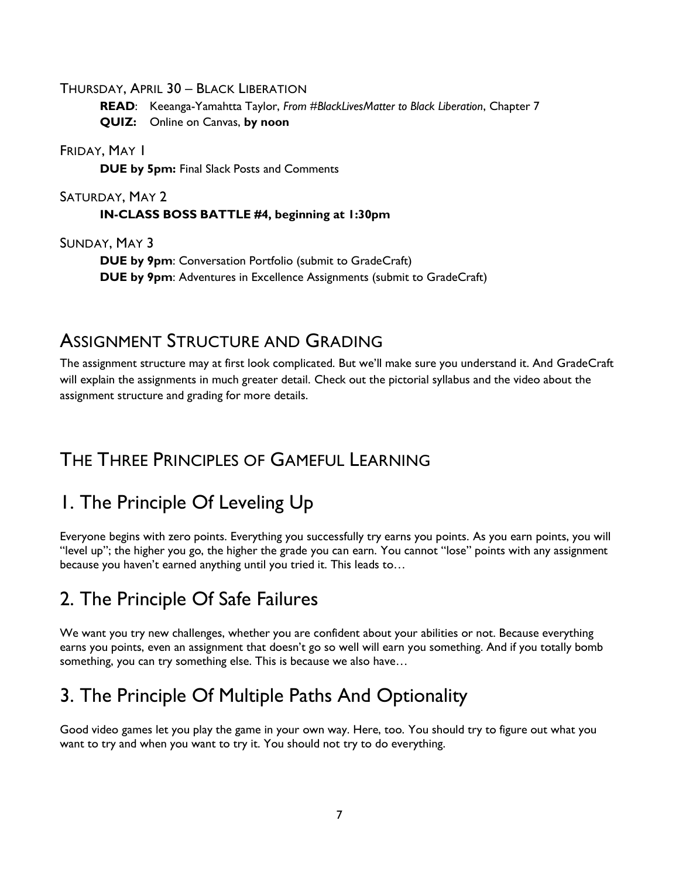THURSDAY, APRIL 30 – BLACK LIBERATION

**READ**: Keeanga-Yamahtta Taylor, *From #BlackLivesMatter to Black Liberation*, Chapter 7

**QUIZ:** Online on Canvas, **by noon**

FRIDAY, MAY 1

**DUE by 5pm:** Final Slack Posts and Comments

SATURDAY, MAY 2

**IN-CLASS BOSS BATTLE #4, beginning at 1:30pm**

SUNDAY, MAY 3

**DUE by 9pm**: Conversation Portfolio (submit to GradeCraft)

**DUE by 9pm**: Adventures in Excellence Assignments (submit to GradeCraft)

## ASSIGNMENT STRUCTURE AND GRADING

The assignment structure may at first look complicated. But we'll make sure you understand it. And GradeCraft will explain the assignments in much greater detail. Check out the pictorial syllabus and the video about the assignment structure and grading for more details.

## THE THREE PRINCIPLES OF GAMEFUL LEARNING

# 1. The Principle Of Leveling Up

Everyone begins with zero points. Everything you successfully try earns you points. As you earn points, you will "level up"; the higher you go, the higher the grade you can earn. You cannot "lose" points with any assignment because you haven't earned anything until you tried it. This leads to…

# 2. The Principle Of Safe Failures

We want you try new challenges, whether you are confident about your abilities or not. Because everything earns you points, even an assignment that doesn't go so well will earn you something. And if you totally bomb something, you can try something else. This is because we also have…

# 3. The Principle Of Multiple Paths And Optionality

Good video games let you play the game in your own way. Here, too. You should try to figure out what you want to try and when you want to try it. You should not try to do everything.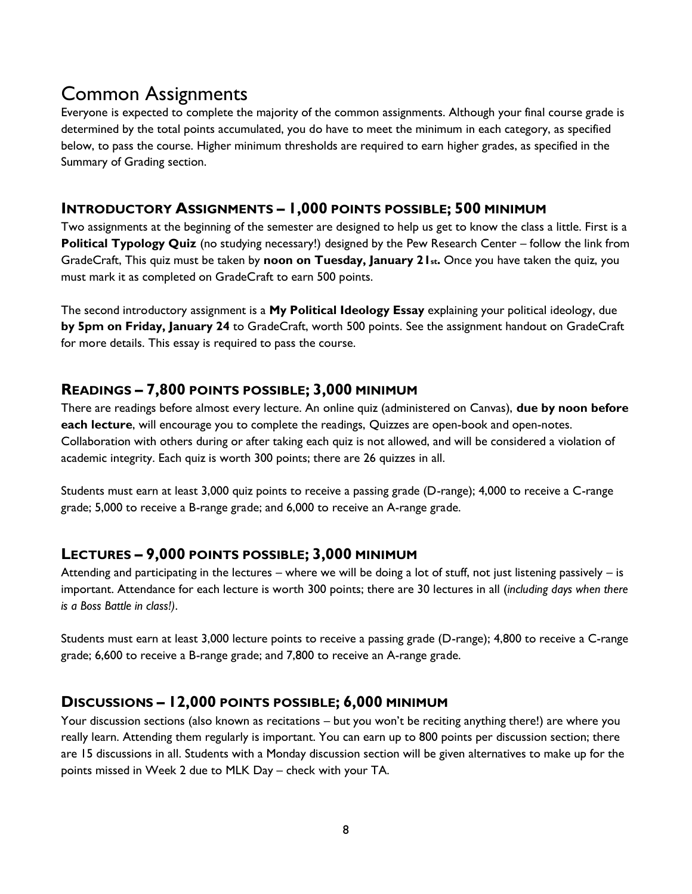# Common Assignments

Everyone is expected to complete the majority of the common assignments. Although your final course grade is determined by the total points accumulated, you do have to meet the minimum in each category, as specified below, to pass the course. Higher minimum thresholds are required to earn higher grades, as specified in the Summary of Grading section.

## Introductory Assignments – 1,000 points possible; 500 minimum

Two assignments at the beginning of the semester are designed to help us get to know the class a little. First is a **Political Typology Quiz** (no studying necessary!) designed by the Pew Research Center – follow the link from GradeCraft, This quiz must be taken by **noon on Tuesday, January 21st.** Once you have taken the quiz, you must mark it as completed on GradeCraft to earn 500 points.

The second introductory assignment is a **My Political Ideology Essay** explaining your political ideology, due **by 5pm on Friday, January 24** to GradeCraft, worth 500 points. See the assignment handout on GradeCraft for more details. This essay is required to pass the course.

## Readings – 7,800 points possible; 3,000 minimum

There are readings before almost every lecture. An online quiz (administered on Canvas), **due by noon before each lecture**, will encourage you to complete the readings, Quizzes are open-book and open-notes. Collaboration with others during or after taking each quiz is not allowed, and will be considered a violation of academic integrity. Each quiz is worth 300 points; there are 26 quizzes in all.

Students must earn at least 3,000 quiz points to receive a passing grade (D-range); 4,000 to receive a C-range grade; 5,000 to receive a B-range grade; and 6,000 to receive an A-range grade.

## Lectures – 9,000 points possible; 3,000 minimum

Attending and participating in the lectures – where we will be doing a lot of stuff, not just listening passively – is important. Attendance for each lecture is worth 300 points; there are 30 lectures in all (*including days when there is a Boss Battle in class!)*.

Students must earn at least 3,000 lecture points to receive a passing grade (D-range); 4,800 to receive a C-range grade; 6,600 to receive a B-range grade; and 7,800 to receive an A-range grade.

## Discussions – 12,000 points possible; 6,000 minimum

Your discussion sections (also known as recitations – but you won't be reciting anything there!) are where you really learn. Attending them regularly is important. You can earn up to 800 points per discussion section; there are 15 discussions in all. Students with a Monday discussion section will be given alternatives to make up for the points missed in Week 2 due to MLK Day – check with your TA.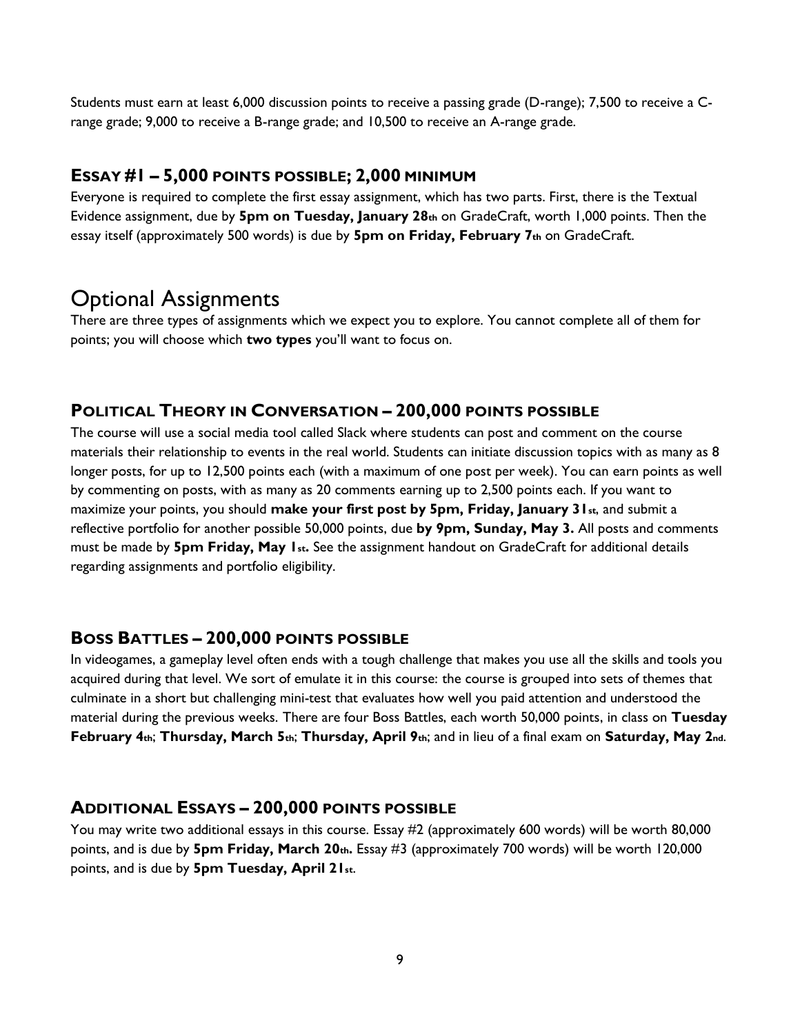Students must earn at least 6,000 discussion points to receive a passing grade (D-range); 7,500 to receive a C-range grade; 9,000 to receive a B-range grade; and 10,500 to receive an A-range grade.

### ESSAY #1 – 5,000 POINTS POSSIBLE; 2,000 MINIMUM

Everyone is required to complete the first essay assignment, which has two parts. First, there is the Textual Evidence assignment, due by **5pm on Tuesday, January 28th** on GradeCraft, worth 1,000 points. Then the essay itself (approximately 500 words) is due by **5pm on Friday, February 7th** on GradeCraft.

## Optional Assignments

There are three types of assignments which we expect you to explore. You cannot complete all of them for points; you will choose which **two types** you'll want to focus on.

### POLITICAL THEORY IN CONVERSATION – 200,000 POINTS POSSIBLE

The course will use a social media tool called Slack where students can post and comment on the course materials their relationship to events in the real world. Students can initiate discussion topics with as many as 8 longer posts, for up to 12,500 points each (with a maximum of one post per week). You can earn points as well by commenting on posts, with as many as 20 comments earning up to 2,500 points each. If you want to maximize your points, you should **make your first post by 5pm, Friday, January 31st**, and submit a reflective portfolio for another possible 50,000 points, due **by 9pm, Sunday, May 3.** All posts and comments must be made by **5pm Friday, May 1st.** See the assignment handout on GradeCraft for additional details regarding assignments and portfolio eligibility.

### BOSS BATTLES – 200,000 POINTS POSSIBLE

In videogames, a gameplay level often ends with a tough challenge that makes you use all the skills and tools you acquired during that level. We sort of emulate it in this course: the course is grouped into sets of themes that culminate in a short but challenging mini-test that evaluates how well you paid attention and understood the material during the previous weeks. There are four Boss Battles, each worth 50,000 points, in class on **Tuesday February 4th**; **Thursday, March 5th**; **Thursday, April 9th**; and in lieu of a final exam on **Saturday, May 2nd**.

### ADDITIONAL ESSAYS – 200,000 POINTS POSSIBLE

You may write two additional essays in this course. Essay #2 (approximately 600 words) will be worth 80,000 points, and is due by **5pm Friday, March 20th.** Essay #3 (approximately 700 words) will be worth 120,000 points, and is due by **5pm Tuesday, April 21st**.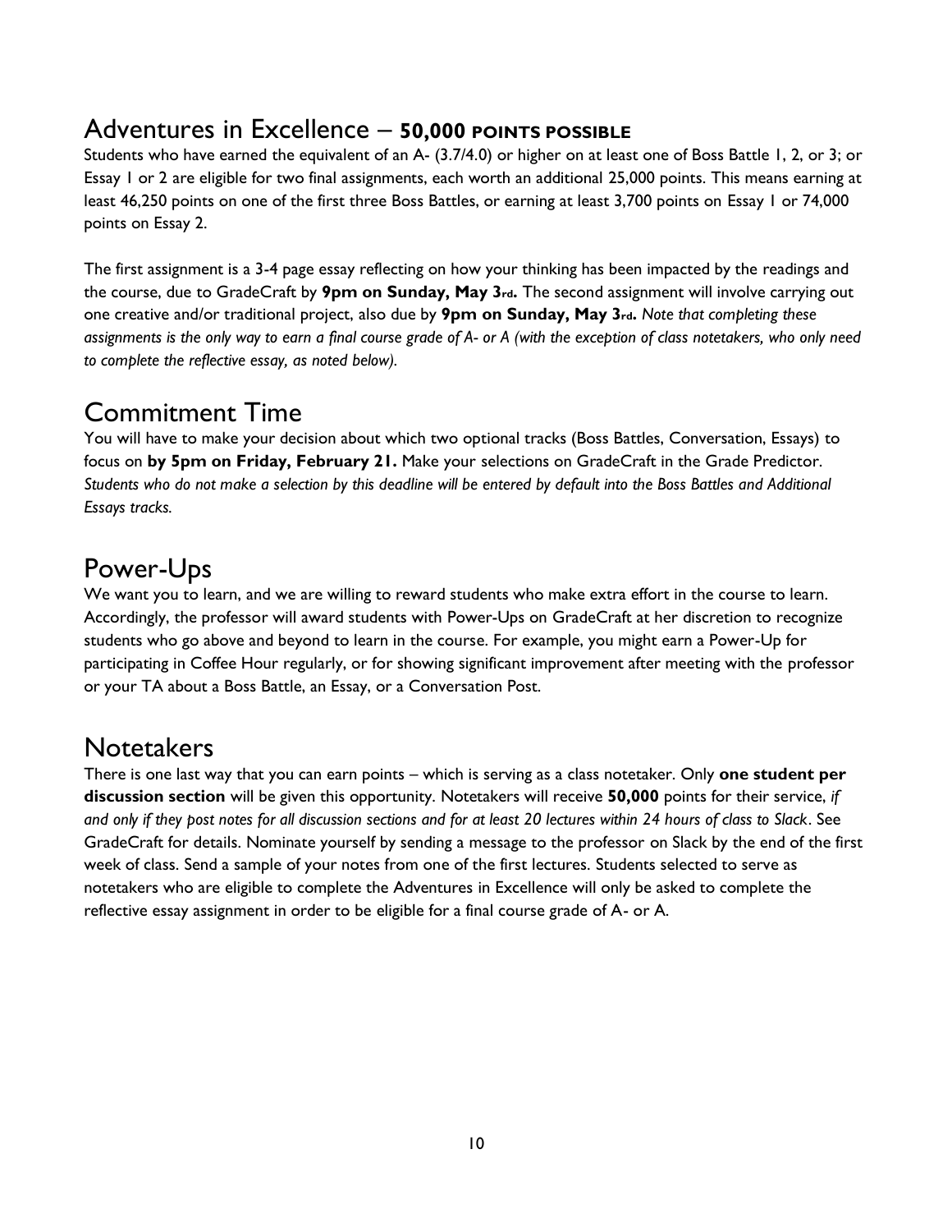## Adventures in Excellence – **50,000 POINTS POSSIBLE**

Students who have earned the equivalent of an A- (3.7/4.0) or higher on at least one of Boss Battle 1, 2, or 3; or Essay 1 or 2 are eligible for two final assignments, each worth an additional 25,000 points. This means earning at least 46,250 points on one of the first three Boss Battles, or earning at least 3,700 points on Essay 1 or 74,000 points on Essay 2.

The first assignment is a 3-4 page essay reflecting on how your thinking has been impacted by the readings and the course, due to GradeCraft by **9pm on Sunday, May 3rd.** The second assignment will involve carrying out one creative and/or traditional project, also due by **9pm on Sunday, May 3rd.** *Note that completing these assignments is the only way to earn a final course grade of A- or A (with the exception of class notetakers, who only need to complete the reflective essay, as noted below).*

## Commitment Time

You will have to make your decision about which two optional tracks (Boss Battles, Conversation, Essays) to focus on **by 5pm on Friday, February 21.** Make your selections on GradeCraft in the Grade Predictor. *Students who do not make a selection by this deadline will be entered by default into the Boss Battles and Additional Essays tracks.*

## Power-Ups

We want you to learn, and we are willing to reward students who make extra effort in the course to learn. Accordingly, the professor will award students with Power-Ups on GradeCraft at her discretion to recognize students who go above and beyond to learn in the course. For example, you might earn a Power-Up for participating in Coffee Hour regularly, or for showing significant improvement after meeting with the professor or your TA about a Boss Battle, an Essay, or a Conversation Post.

## Notetakers

There is one last way that you can earn points – which is serving as a class notetaker. Only **one student per discussion section** will be given this opportunity. Notetakers will receive **50,000** points for their service, *if and only if they post notes for all discussion sections and for at least 20 lectures within 24 hours of class to Slack*. See GradeCraft for details. Nominate yourself by sending a message to the professor on Slack by the end of the first week of class. Send a sample of your notes from one of the first lectures. Students selected to serve as notetakers who are eligible to complete the Adventures in Excellence will only be asked to complete the reflective essay assignment in order to be eligible for a final course grade of A- or A.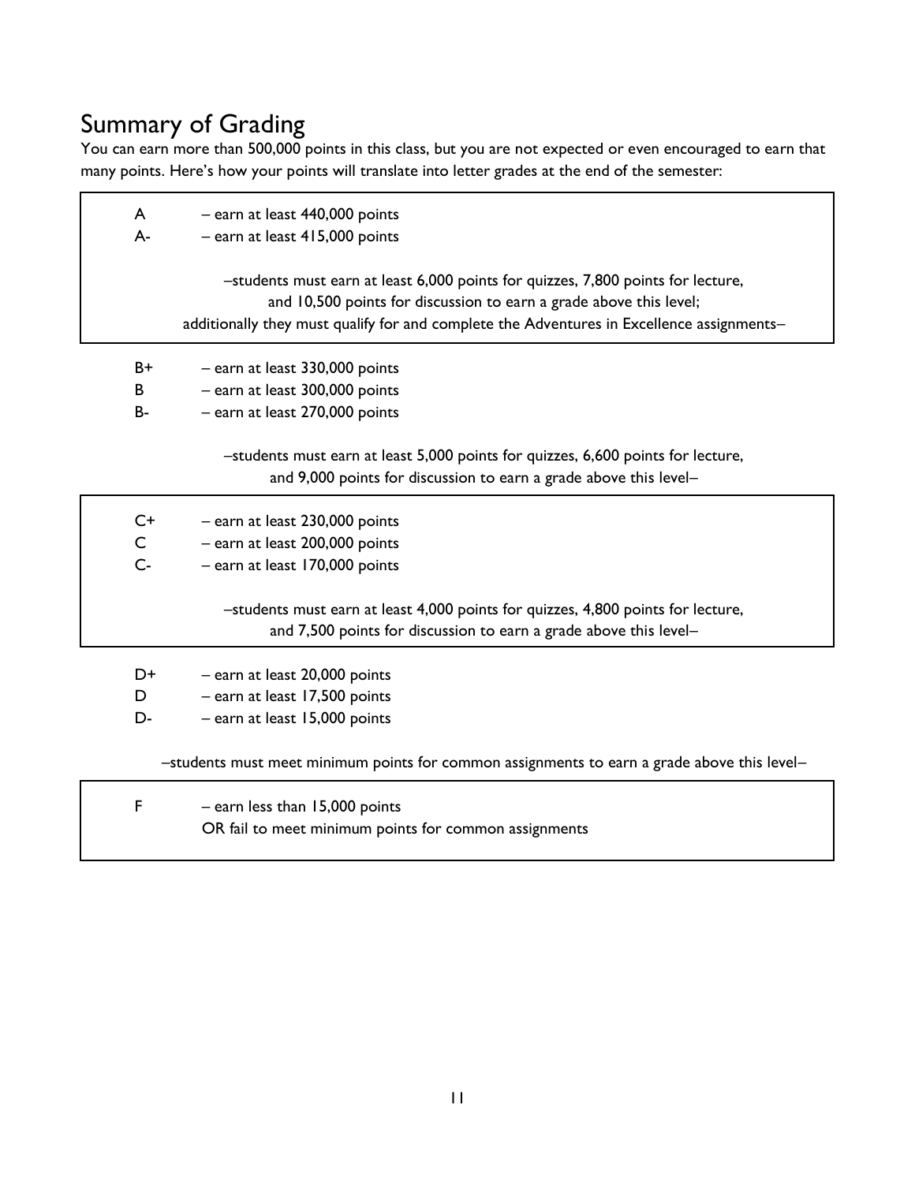## Summary of Grading

You can earn more than 500,000 points in this class, but you are not expected or even encouraged to earn that many points. Here's how your points will translate into letter grades at the end of the semester:

A – earn at least 440,000 points
A- – earn at least 415,000 points

–students must earn at least 6,000 points for quizzes, 7,800 points for lecture, and 10,500 points for discussion to earn a grade above this level; additionally they must qualify for and complete the Adventures in Excellence assignments–

B+ – earn at least 330,000 points
B – earn at least 300,000 points
B- – earn at least 270,000 points

–students must earn at least 5,000 points for quizzes, 6,600 points for lecture, and 9,000 points for discussion to earn a grade above this level–

C+ – earn at least 230,000 points
C – earn at least 200,000 points
C- – earn at least 170,000 points

–students must earn at least 4,000 points for quizzes, 4,800 points for lecture, and 7,500 points for discussion to earn a grade above this level–

D+ – earn at least 20,000 points
D – earn at least 17,500 points
D- – earn at least 15,000 points

–students must meet minimum points for common assignments to earn a grade above this level–

F – earn less than 15,000 points
OR fail to meet minimum points for common assignments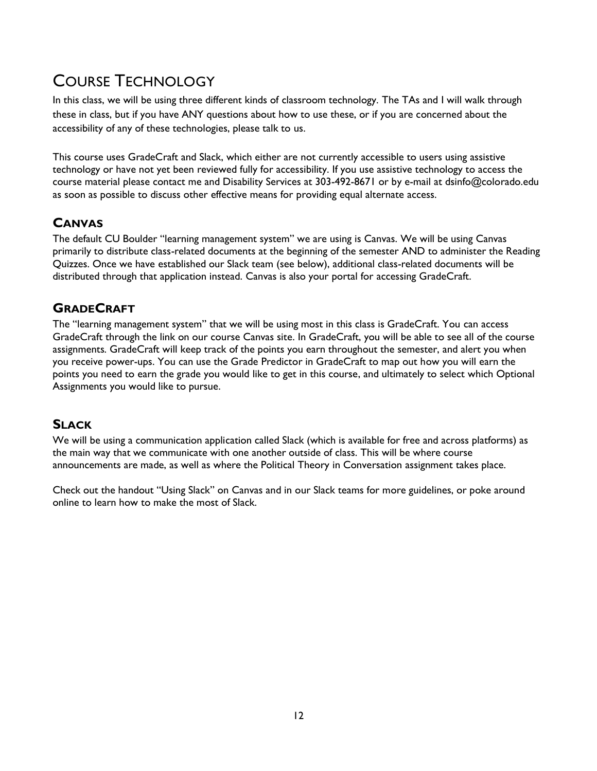# Course Technology

In this class, we will be using three different kinds of classroom technology. The TAs and I will walk through these in class, but if you have ANY questions about how to use these, or if you are concerned about the accessibility of any of these technologies, please talk to us.

This course uses GradeCraft and Slack, which either are not currently accessible to users using assistive technology or have not yet been reviewed fully for accessibility. If you use assistive technology to access the course material please contact me and Disability Services at 303-492-8671 or by e-mail at dsinfo@colorado.edu as soon as possible to discuss other effective means for providing equal alternate access.

## Canvas

The default CU Boulder "learning management system" we are using is Canvas. We will be using Canvas primarily to distribute class-related documents at the beginning of the semester AND to administer the Reading Quizzes. Once we have established our Slack team (see below), additional class-related documents will be distributed through that application instead. Canvas is also your portal for accessing GradeCraft.

## GradeCraft

The "learning management system" that we will be using most in this class is GradeCraft. You can access GradeCraft through the link on our course Canvas site. In GradeCraft, you will be able to see all of the course assignments. GradeCraft will keep track of the points you earn throughout the semester, and alert you when you receive power-ups. You can use the Grade Predictor in GradeCraft to map out how you will earn the points you need to earn the grade you would like to get in this course, and ultimately to select which Optional Assignments you would like to pursue.

## Slack

We will be using a communication application called Slack (which is available for free and across platforms) as the main way that we communicate with one another outside of class. This will be where course announcements are made, as well as where the Political Theory in Conversation assignment takes place.

Check out the handout "Using Slack" on Canvas and in our Slack teams for more guidelines, or poke around online to learn how to make the most of Slack.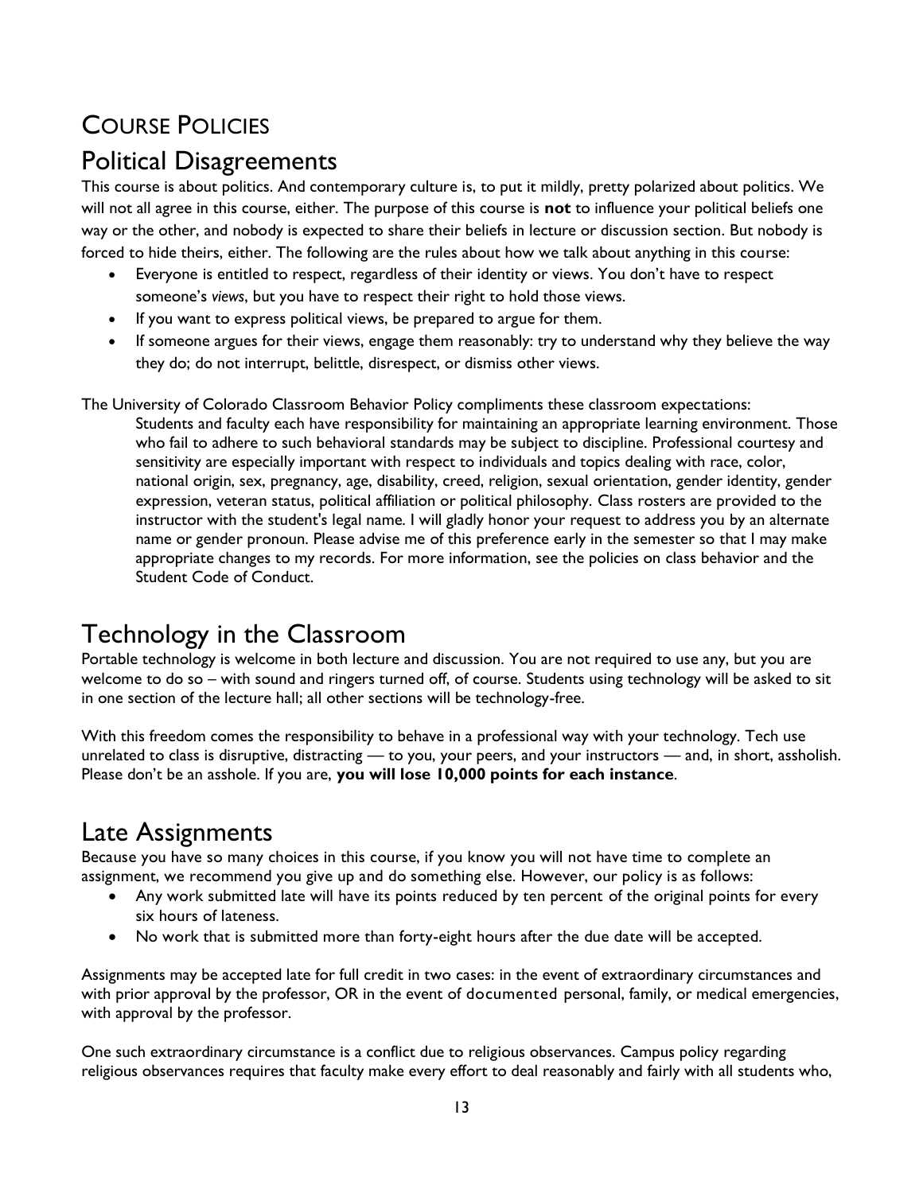# Course Policies

## Political Disagreements

This course is about politics. And contemporary culture is, to put it mildly, pretty polarized about politics. We will not all agree in this course, either. The purpose of this course is **not** to influence your political beliefs one way or the other, and nobody is expected to share their beliefs in lecture or discussion section. But nobody is forced to hide theirs, either. The following are the rules about how we talk about anything in this course:

- Everyone is entitled to respect, regardless of their identity or views. You don't have to respect someone's *views*, but you have to respect their right to hold those views.
- If you want to express political views, be prepared to argue for them.
- If someone argues for their views, engage them reasonably: try to understand why they believe the way they do; do not interrupt, belittle, disrespect, or dismiss other views.

The University of Colorado Classroom Behavior Policy compliments these classroom expectations:

> Students and faculty each have responsibility for maintaining an appropriate learning environment. Those who fail to adhere to such behavioral standards may be subject to discipline. Professional courtesy and sensitivity are especially important with respect to individuals and topics dealing with race, color, national origin, sex, pregnancy, age, disability, creed, religion, sexual orientation, gender identity, gender expression, veteran status, political affiliation or political philosophy. Class rosters are provided to the instructor with the student's legal name. I will gladly honor your request to address you by an alternate name or gender pronoun. Please advise me of this preference early in the semester so that I may make appropriate changes to my records. For more information, see the policies on class behavior and the Student Code of Conduct.

## Technology in the Classroom

Portable technology is welcome in both lecture and discussion. You are not required to use any, but you are welcome to do so – with sound and ringers turned off, of course. Students using technology will be asked to sit in one section of the lecture hall; all other sections will be technology-free.

With this freedom comes the responsibility to behave in a professional way with your technology. Tech use unrelated to class is disruptive, distracting — to you, your peers, and your instructors — and, in short, assholish. Please don't be an asshole. If you are, **you will lose 10,000 points for each instance**.

## Late Assignments

Because you have so many choices in this course, if you know you will not have time to complete an assignment, we recommend you give up and do something else. However, our policy is as follows:

- Any work submitted late will have its points reduced by ten percent of the original points for every six hours of lateness.
- No work that is submitted more than forty-eight hours after the due date will be accepted.

Assignments may be accepted late for full credit in two cases: in the event of extraordinary circumstances and with prior approval by the professor, OR in the event of documented personal, family, or medical emergencies, with approval by the professor.

One such extraordinary circumstance is a conflict due to religious observances. Campus policy regarding religious observances requires that faculty make every effort to deal reasonably and fairly with all students who,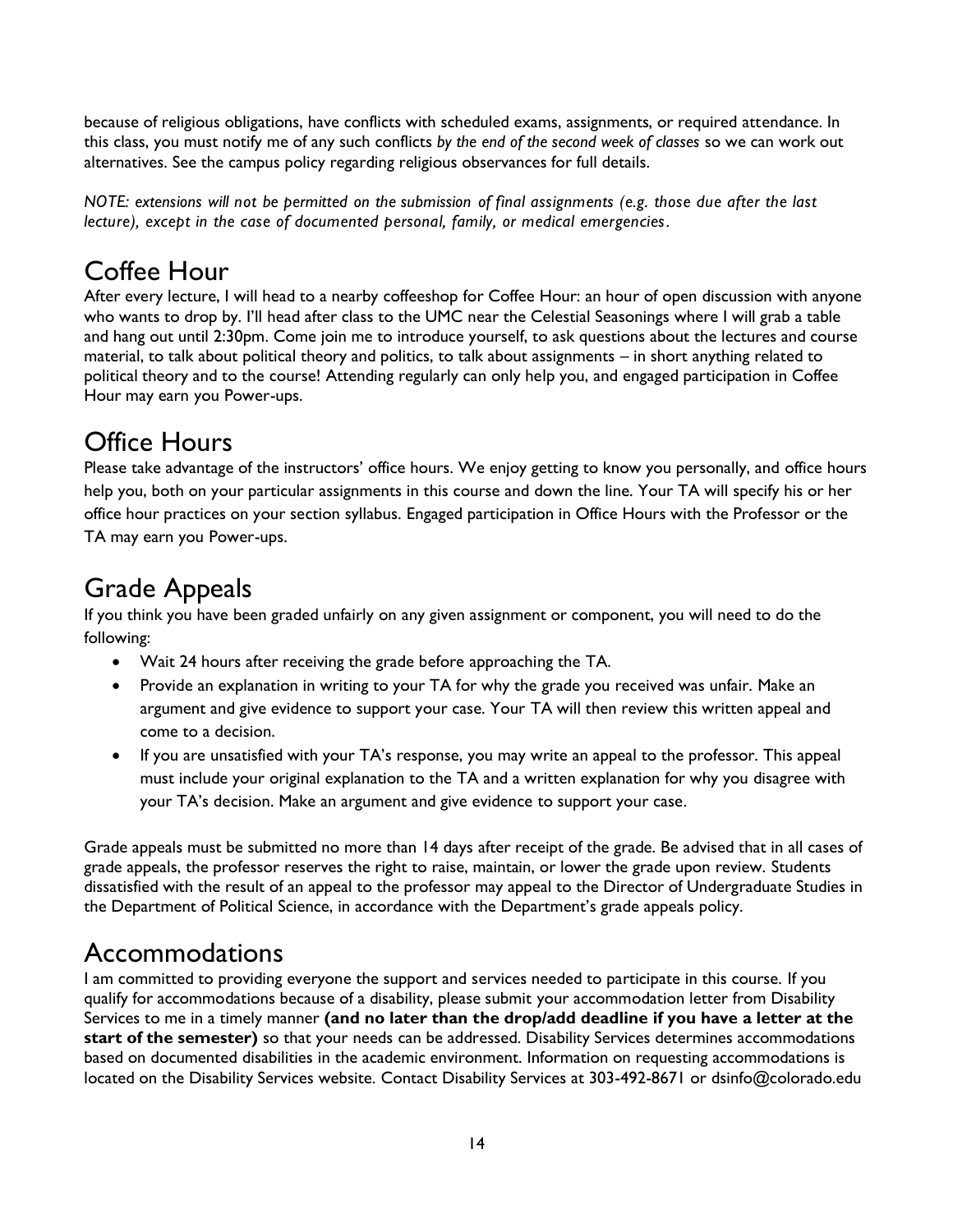because of religious obligations, have conflicts with scheduled exams, assignments, or required attendance. In this class, you must notify me of any such conflicts *by the end of the second week of classes* so we can work out alternatives. See the campus policy regarding religious observances for full details.

*NOTE: extensions will not be permitted on the submission of final assignments (e.g. those due after the last lecture), except in the case of documented personal, family, or medical emergencies.*

## Coffee Hour

After every lecture, I will head to a nearby coffeeshop for Coffee Hour: an hour of open discussion with anyone who wants to drop by. I'll head after class to the UMC near the Celestial Seasonings where I will grab a table and hang out until 2:30pm. Come join me to introduce yourself, to ask questions about the lectures and course material, to talk about political theory and politics, to talk about assignments – in short anything related to political theory and to the course! Attending regularly can only help you, and engaged participation in Coffee Hour may earn you Power-ups.

## Office Hours

Please take advantage of the instructors' office hours. We enjoy getting to know you personally, and office hours help you, both on your particular assignments in this course and down the line. Your TA will specify his or her office hour practices on your section syllabus. Engaged participation in Office Hours with the Professor or the TA may earn you Power-ups.

## Grade Appeals

If you think you have been graded unfairly on any given assignment or component, you will need to do the following:

- Wait 24 hours after receiving the grade before approaching the TA.
- Provide an explanation in writing to your TA for why the grade you received was unfair. Make an argument and give evidence to support your case. Your TA will then review this written appeal and come to a decision.
- If you are unsatisfied with your TA's response, you may write an appeal to the professor. This appeal must include your original explanation to the TA and a written explanation for why you disagree with your TA's decision. Make an argument and give evidence to support your case.

Grade appeals must be submitted no more than 14 days after receipt of the grade. Be advised that in all cases of grade appeals, the professor reserves the right to raise, maintain, or lower the grade upon review. Students dissatisfied with the result of an appeal to the professor may appeal to the Director of Undergraduate Studies in the Department of Political Science, in accordance with the Department's grade appeals policy.

## Accommodations

I am committed to providing everyone the support and services needed to participate in this course. If you qualify for accommodations because of a disability, please submit your accommodation letter from Disability Services to me in a timely manner **(and no later than the drop/add deadline if you have a letter at the start of the semester)** so that your needs can be addressed. Disability Services determines accommodations based on documented disabilities in the academic environment. Information on requesting accommodations is located on the Disability Services website. Contact Disability Services at 303-492-8671 or dsinfo@colorado.edu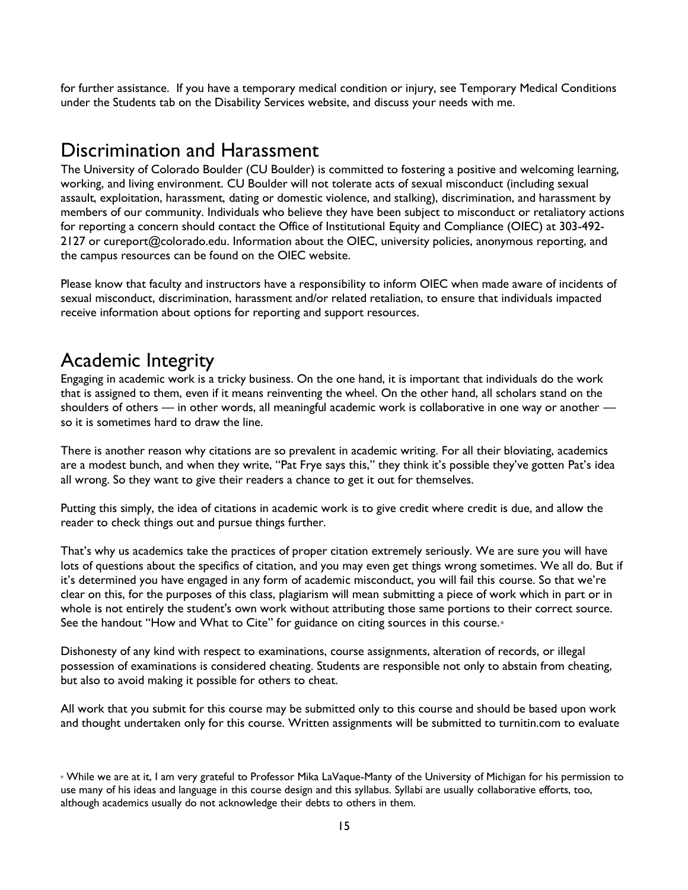for further assistance. If you have a temporary medical condition or injury, see Temporary Medical Conditions under the Students tab on the Disability Services website, and discuss your needs with me.

## Discrimination and Harassment

The University of Colorado Boulder (CU Boulder) is committed to fostering a positive and welcoming learning, working, and living environment. CU Boulder will not tolerate acts of sexual misconduct (including sexual assault, exploitation, harassment, dating or domestic violence, and stalking), discrimination, and harassment by members of our community. Individuals who believe they have been subject to misconduct or retaliatory actions for reporting a concern should contact the Office of Institutional Equity and Compliance (OIEC) at 303-492-2127 or cureport@colorado.edu. Information about the OIEC, university policies, anonymous reporting, and the campus resources can be found on the OIEC website.

Please know that faculty and instructors have a responsibility to inform OIEC when made aware of incidents of sexual misconduct, discrimination, harassment and/or related retaliation, to ensure that individuals impacted receive information about options for reporting and support resources.

## Academic Integrity

Engaging in academic work is a tricky business. On the one hand, it is important that individuals do the work that is assigned to them, even if it means reinventing the wheel. On the other hand, all scholars stand on the shoulders of others — in other words, all meaningful academic work is collaborative in one way or another — so it is sometimes hard to draw the line.

There is another reason why citations are so prevalent in academic writing. For all their bloviating, academics are a modest bunch, and when they write, "Pat Frye says this," they think it's possible they've gotten Pat's idea all wrong. So they want to give their readers a chance to get it out for themselves.

Putting this simply, the idea of citations in academic work is to give credit where credit is due, and allow the reader to check things out and pursue things further.

That's why us academics take the practices of proper citation extremely seriously. We are sure you will have lots of questions about the specifics of citation, and you may even get things wrong sometimes. We all do. But if it's determined you have engaged in any form of academic misconduct, you will fail this course. So that we're clear on this, for the purposes of this class, plagiarism will mean submitting a piece of work which in part or in whole is not entirely the student's own work without attributing those same portions to their correct source. See the handout "How and What to Cite" for guidance on citing sources in this course.*

Dishonesty of any kind with respect to examinations, course assignments, alteration of records, or illegal possession of examinations is considered cheating. Students are responsible not only to abstain from cheating, but also to avoid making it possible for others to cheat.

All work that you submit for this course may be submitted only to this course and should be based upon work and thought undertaken only for this course. Written assignments will be submitted to turnitin.com to evaluate

* While we are at it, I am very grateful to Professor Mika LaVaque-Manty of the University of Michigan for his permission to use many of his ideas and language in this course design and this syllabus. Syllabi are usually collaborative efforts, too, although academics usually do not acknowledge their debts to others in them.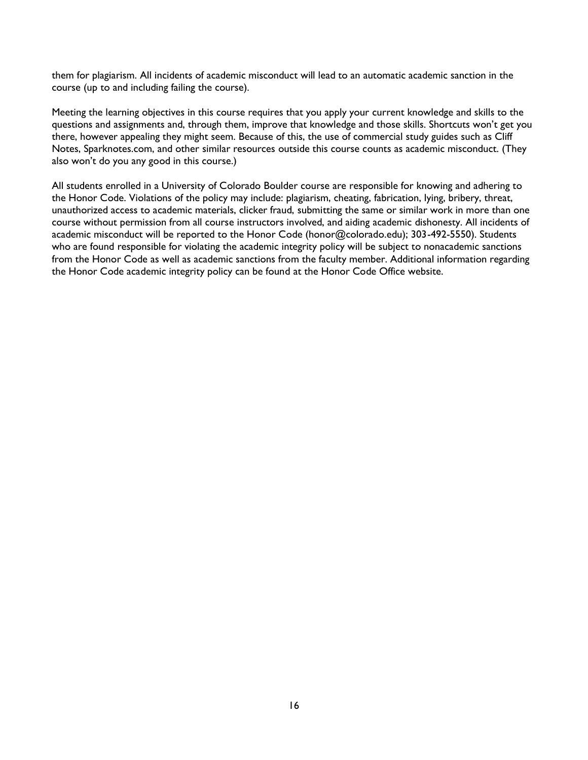them for plagiarism. All incidents of academic misconduct will lead to an automatic academic sanction in the course (up to and including failing the course).

Meeting the learning objectives in this course requires that you apply your current knowledge and skills to the questions and assignments and, through them, improve that knowledge and those skills. Shortcuts won't get you there, however appealing they might seem. Because of this, the use of commercial study guides such as Cliff Notes, Sparknotes.com, and other similar resources outside this course counts as academic misconduct. (They also won't do you any good in this course.)

All students enrolled in a University of Colorado Boulder course are responsible for knowing and adhering to the Honor Code. Violations of the policy may include: plagiarism, cheating, fabrication, lying, bribery, threat, unauthorized access to academic materials, clicker fraud, submitting the same or similar work in more than one course without permission from all course instructors involved, and aiding academic dishonesty. All incidents of academic misconduct will be reported to the Honor Code (honor@colorado.edu); 303-492-5550). Students who are found responsible for violating the academic integrity policy will be subject to nonacademic sanctions from the Honor Code as well as academic sanctions from the faculty member. Additional information regarding the Honor Code academic integrity policy can be found at the Honor Code Office website.